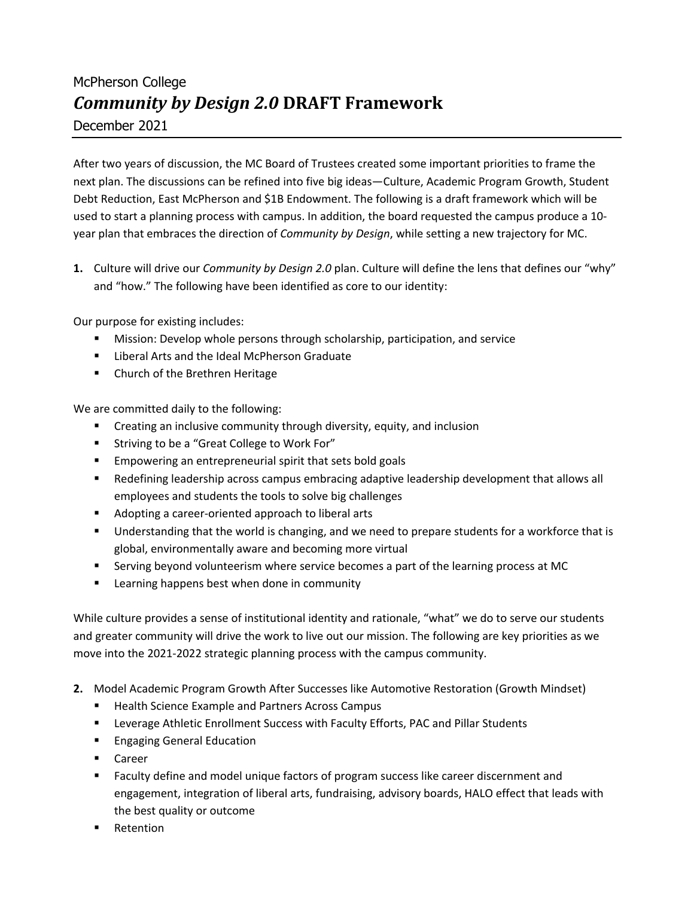McPherson College

# *Community by Design 2.0* DRAFT Framework

December 2021

---

After two years of discussion, the MC Board of Trustees created some important priorities to frame the next plan. The discussions can be refined into five big ideas—Culture, Academic Program Growth, Student Debt Reduction, East McPherson and $1B Endowment. The following is a draft framework which will be used to start a planning process with campus. In addition, the board requested the campus produce a 10-year plan that embraces the direction of *Community by Design*, while setting a new trajectory for MC.

**1.** Culture will drive our *Community by Design 2.0* plan. Culture will define the lens that defines our "why" and "how." The following have been identified as core to our identity:

Our purpose for existing includes:

- Mission: Develop whole persons through scholarship, participation, and service
- Liberal Arts and the Ideal McPherson Graduate
- Church of the Brethren Heritage

We are committed daily to the following:

- Creating an inclusive community through diversity, equity, and inclusion
- Striving to be a "Great College to Work For"
- Empowering an entrepreneurial spirit that sets bold goals
- Redefining leadership across campus embracing adaptive leadership development that allows all employees and students the tools to solve big challenges
- Adopting a career-oriented approach to liberal arts
- Understanding that the world is changing, and we need to prepare students for a workforce that is global, environmentally aware and becoming more virtual
- Serving beyond volunteerism where service becomes a part of the learning process at MC
- Learning happens best when done in community

While culture provides a sense of institutional identity and rationale, "what" we do to serve our students and greater community will drive the work to live out our mission. The following are key priorities as we move into the 2021-2022 strategic planning process with the campus community.

**2.** Model Academic Program Growth After Successes like Automotive Restoration (Growth Mindset)

- Health Science Example and Partners Across Campus
- Leverage Athletic Enrollment Success with Faculty Efforts, PAC and Pillar Students
- Engaging General Education
- Career
- Faculty define and model unique factors of program success like career discernment and engagement, integration of liberal arts, fundraising, advisory boards, HALO effect that leads with the best quality or outcome
- Retention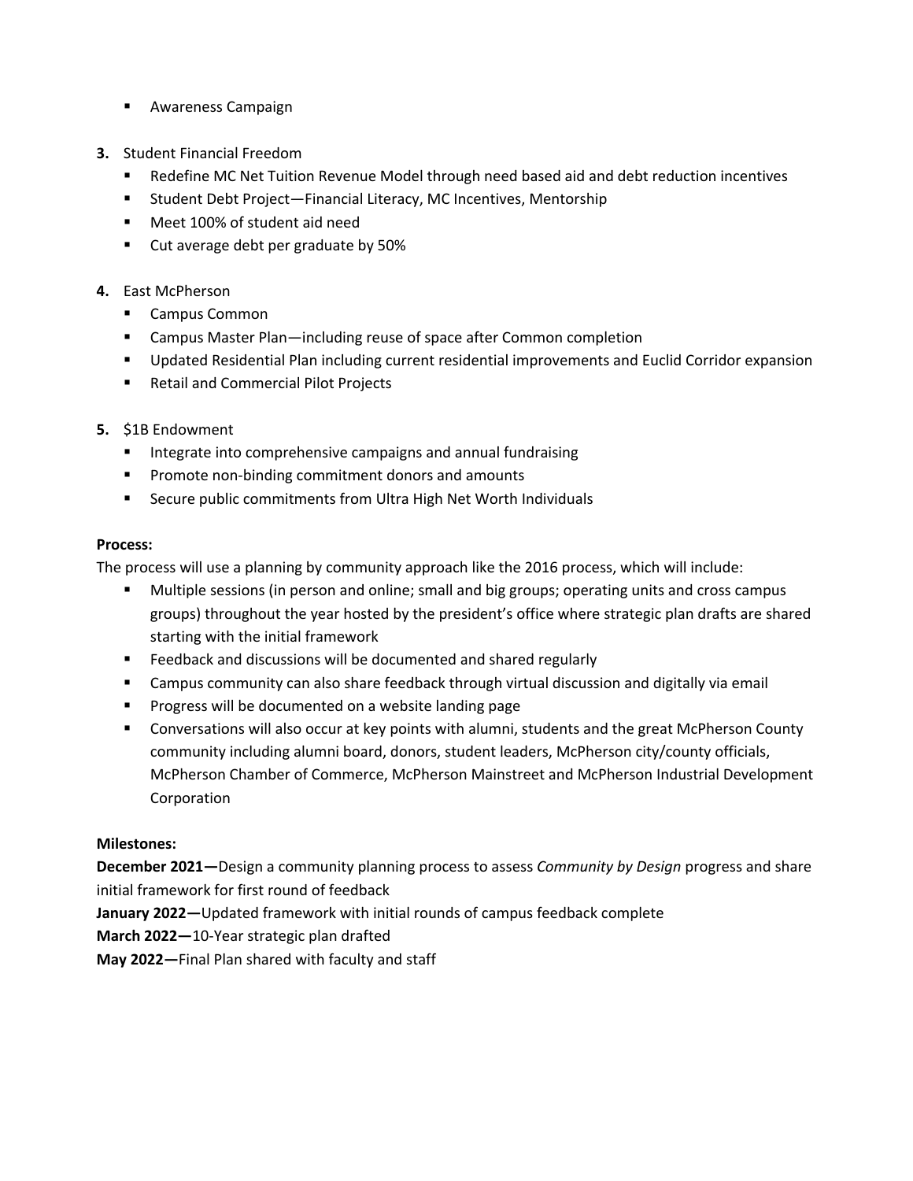- Awareness Campaign

**3.** Student Financial Freedom
- Redefine MC Net Tuition Revenue Model through need based aid and debt reduction incentives
- Student Debt Project—Financial Literacy, MC Incentives, Mentorship
- Meet 100% of student aid need
- Cut average debt per graduate by 50%

**4.** East McPherson
- Campus Common
- Campus Master Plan—including reuse of space after Common completion
- Updated Residential Plan including current residential improvements and Euclid Corridor expansion
- Retail and Commercial Pilot Projects

**5.** $1B Endowment
- Integrate into comprehensive campaigns and annual fundraising
- Promote non-binding commitment donors and amounts
- Secure public commitments from Ultra High Net Worth Individuals

**Process:**

The process will use a planning by community approach like the 2016 process, which will include:

- Multiple sessions (in person and online; small and big groups; operating units and cross campus groups) throughout the year hosted by the president's office where strategic plan drafts are shared starting with the initial framework
- Feedback and discussions will be documented and shared regularly
- Campus community can also share feedback through virtual discussion and digitally via email
- Progress will be documented on a website landing page
- Conversations will also occur at key points with alumni, students and the great McPherson County community including alumni board, donors, student leaders, McPherson city/county officials, McPherson Chamber of Commerce, McPherson Mainstreet and McPherson Industrial Development Corporation

**Milestones:**

**December 2021—**Design a community planning process to assess *Community by Design* progress and share initial framework for first round of feedback

**January 2022—**Updated framework with initial rounds of campus feedback complete

**March 2022—**10-Year strategic plan drafted

**May 2022—**Final Plan shared with faculty and staff